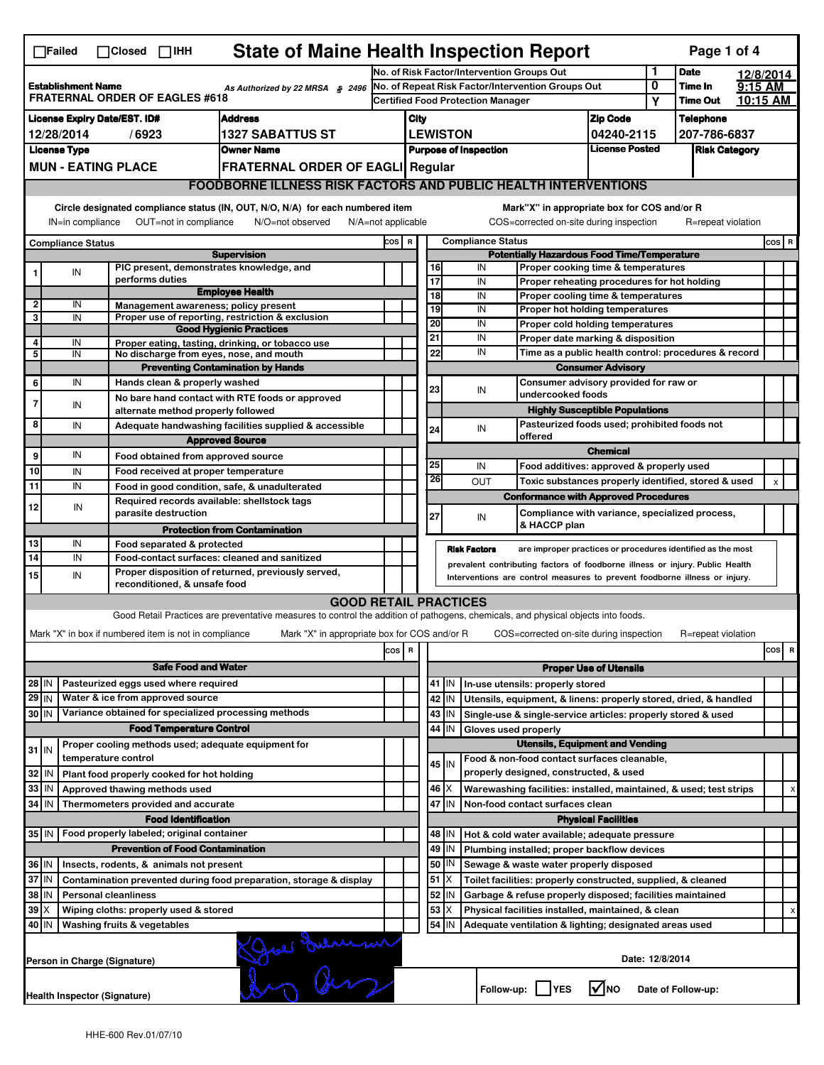☐Failed ☐Closed ☐IHH

# State of Maine Health Inspection Report

| | | | |
|---|---|---|---|
| **Establishment Name** FRATERNAL ORDER OF EAGLES #618 | As Authorized by 22 MRSA § 2496 | No. of Risk Factor/Intervention Groups Out: 1 | **Date** 12/8/2014 |
| | | No. of Repeat Risk Factor/Intervention Groups Out: 0 | **Time In** 9:15 AM |
| | | Certified Food Protection Manager: Y | **Time Out** 10:15 AM |

| License Expiry Date/EST. ID# | Address | City | Zip Code | Telephone |
|---|---|---|---|---|
| 12/28/2014 / 6923 | 1327 SABATTUS ST | LEWISTON | 04240-2115 | 207-786-6837 |

| License Type | Owner Name | Purpose of Inspection | License Posted | Risk Category |
|---|---|---|---|---|
| MUN - EATING PLACE | FRATERNAL ORDER OF EAGLI | Regular | | |

## FOODBORNE ILLNESS RISK FACTORS AND PUBLIC HEALTH INTERVENTIONS

Circle designated compliance status (IN, OUT, N/O, N/A) for each numbered item — IN=in compliance, OUT=not in compliance, N/O=not observed, N/A=not applicable

Mark "X" in appropriate box for COS and/or R — COS=corrected on-site during inspection, R=repeat violation

| # | Compliance Status | Item | COS | R |
|---|---|---|---|---|
| | | **Supervision** | | |
| 1 | IN | PIC present, demonstrates knowledge, and performs duties | | |
| | | **Employee Health** | | |
| 2 | IN | Management awareness; policy present | | |
| 3 | IN | Proper use of reporting, restriction & exclusion | | |
| | | **Good Hygienic Practices** | | |
| 4 | IN | Proper eating, tasting, drinking, or tobacco use | | |
| 5 | IN | No discharge from eyes, nose, and mouth | | |
| | | **Preventing Contamination by Hands** | | |
| 6 | IN | Hands clean & properly washed | | |
| 7 | IN | No bare hand contact with RTE foods or approved alternate method properly followed | | |
| 8 | IN | Adequate handwashing facilities supplied & accessible | | |
| | | **Approved Source** | | |
| 9 | IN | Food obtained from approved source | | |
| 10 | IN | Food received at proper temperature | | |
| 11 | IN | Food in good condition, safe, & unadulterated | | |
| 12 | IN | Required records available: shellstock tags parasite destruction | | |
| | | **Protection from Contamination** | | |
| 13 | IN | Food separated & protected | | |
| 14 | IN | Food-contact surfaces: cleaned and sanitized | | |
| 15 | IN | Proper disposition of returned, previously served, reconditioned, & unsafe food | | |
| | | **Potentially Hazardous Food Time/Temperature** | | |
| 16 | IN | Proper cooking time & temperatures | | |
| 17 | IN | Proper reheating procedures for hot holding | | |
| 18 | IN | Proper cooling time & temperatures | | |
| 19 | IN | Proper hot holding temperatures | | |
| 20 | IN | Proper cold holding temperatures | | |
| 21 | IN | Proper date marking & disposition | | |
| 22 | IN | Time as a public health control: procedures & record | | |
| | | **Consumer Advisory** | | |
| 23 | IN | Consumer advisory provided for raw or undercooked foods | | |
| | | **Highly Susceptible Populations** | | |
| 24 | IN | Pasteurized foods used; prohibited foods not offered | | |
| | | **Chemical** | | |
| 25 | IN | Food additives: approved & properly used | | |
| 26 | OUT | Toxic substances properly identified, stored & used | | x |
| | | **Conformance with Approved Procedures** | | |
| 27 | IN | Compliance with variance, specialized process, & HACCP plan | | |

**Risk Factors** are improper practices or procedures identified as the most prevalent contributing factors of foodborne illness or injury. Public Health Interventions are control measures to prevent foodborne illness or injury.

## GOOD RETAIL PRACTICES

Good Retail Practices are preventative measures to control the addition of pathogens, chemicals, and physical objects into foods.

Mark "X" in box if numbered item is not in compliance — Mark "X" in appropriate box for COS and/or R — COS=corrected on-site during inspection — R=repeat violation

| # | Status | Item | COS | R |
|---|---|---|---|---|
| | | **Safe Food and Water** | | |
| 28 | IN | Pasteurized eggs used where required | | |
| 29 | IN | Water & ice from approved source | | |
| 30 | IN | Variance obtained for specialized processing methods | | |
| | | **Food Temperature Control** | | |
| 31 | IN | Proper cooling methods used; adequate equipment for temperature control | | |
| 32 | IN | Plant food properly cooked for hot holding | | |
| 33 | IN | Approved thawing methods used | | |
| 34 | IN | Thermometers provided and accurate | | |
| | | **Food Identification** | | |
| 35 | IN | Food properly labeled; original container | | |
| | | **Prevention of Food Contamination** | | |
| 36 | IN | Insects, rodents, & animals not present | | |
| 37 | IN | Contamination prevented during food preparation, storage & display | | |
| 38 | IN | Personal cleanliness | | |
| 39 | X | Wiping cloths: properly used & stored | | |
| 40 | IN | Washing fruits & vegetables | | |
| | | **Proper Use of Utensils** | | |
| 41 | IN | In-use utensils: properly stored | | |
| 42 | IN | Utensils, equipment, & linens: properly stored, dried, & handled | | |
| 43 | IN | Single-use & single-service articles: properly stored & used | | |
| 44 | IN | Gloves used properly | | |
| | | **Utensils, Equipment and Vending** | | |
| 45 | IN | Food & non-food contact surfaces cleanable, properly designed, constructed, & used | | |
| 46 | X | Warewashing facilities: installed, maintained, & used; test strips | | x |
| 47 | IN | Non-food contact surfaces clean | | |
| | | **Physical Facilities** | | |
| 48 | IN | Hot & cold water available; adequate pressure | | |
| 49 | IN | Plumbing installed; proper backflow devices | | |
| 50 | IN | Sewage & waste water properly disposed | | |
| 51 | X | Toilet facilities: properly constructed, supplied, & cleaned | | |
| 52 | IN | Garbage & refuse properly disposed; facilities maintained | | |
| 53 | X | Physical facilities installed, maintained, & clean | | x |
| 54 | IN | Adequate ventilation & lighting; designated areas used | | |

Person in Charge (Signature) [signature] — Date: 12/8/2014

Health Inspector (Signature) [signature] — Follow-up: ☐ YES ☑ NO — Date of Follow-up:

HHE-600 Rev.01/07/10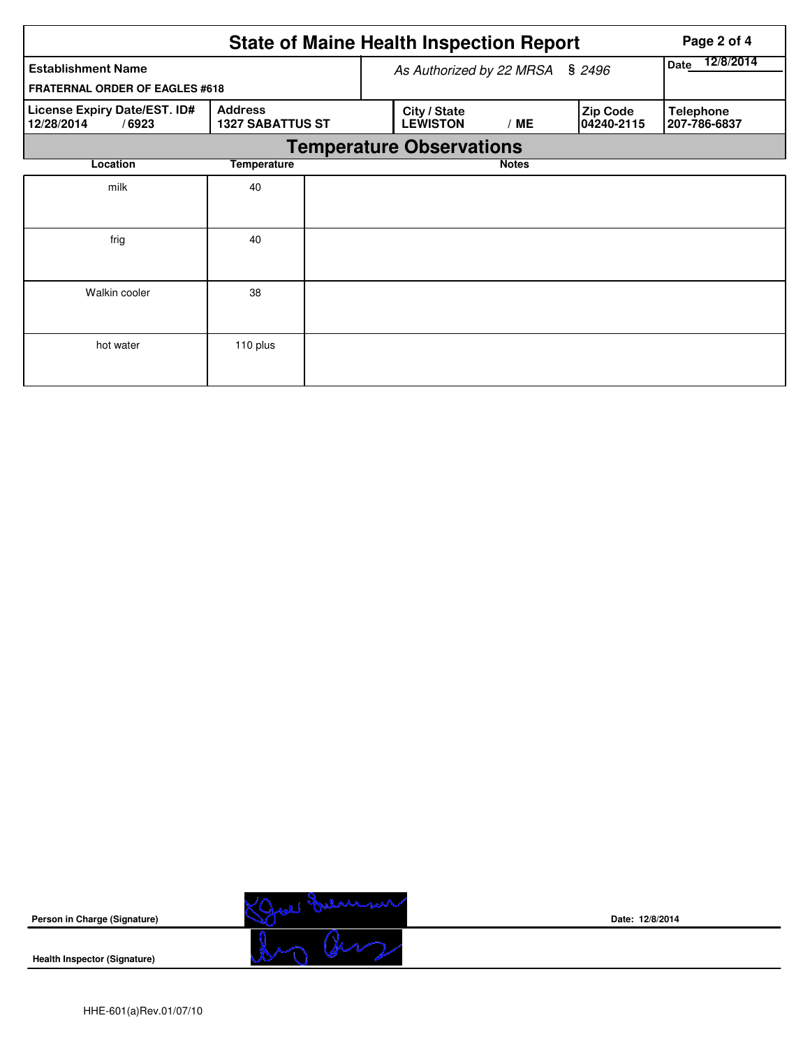# State of Maine Health Inspection Report

| Establishment Name | As Authorized by 22 MRSA § 2496 | | | | Date 12/8/2014 |
|---|---|---|---|---|---|
| FRATERNAL ORDER OF EAGLES #618 | | | | | |
| License Expiry Date/EST. ID# | Address | City / State | | Zip Code | Telephone |
| 12/28/2014 / 6923 | 1327 SABATTUS ST | LEWISTON | / ME | 04240-2115 | 207-786-6837 |

## Temperature Observations

| Location | Temperature | Notes |
|---|---|---|
| milk | 40 | |
| frig | 40 | |
| Walkin cooler | 38 | |
| hot water | 110 plus | |

**Person in Charge (Signature)** Date: 12/8/2014

**Health Inspector (Signature)**

HHE-601(a)Rev.01/07/10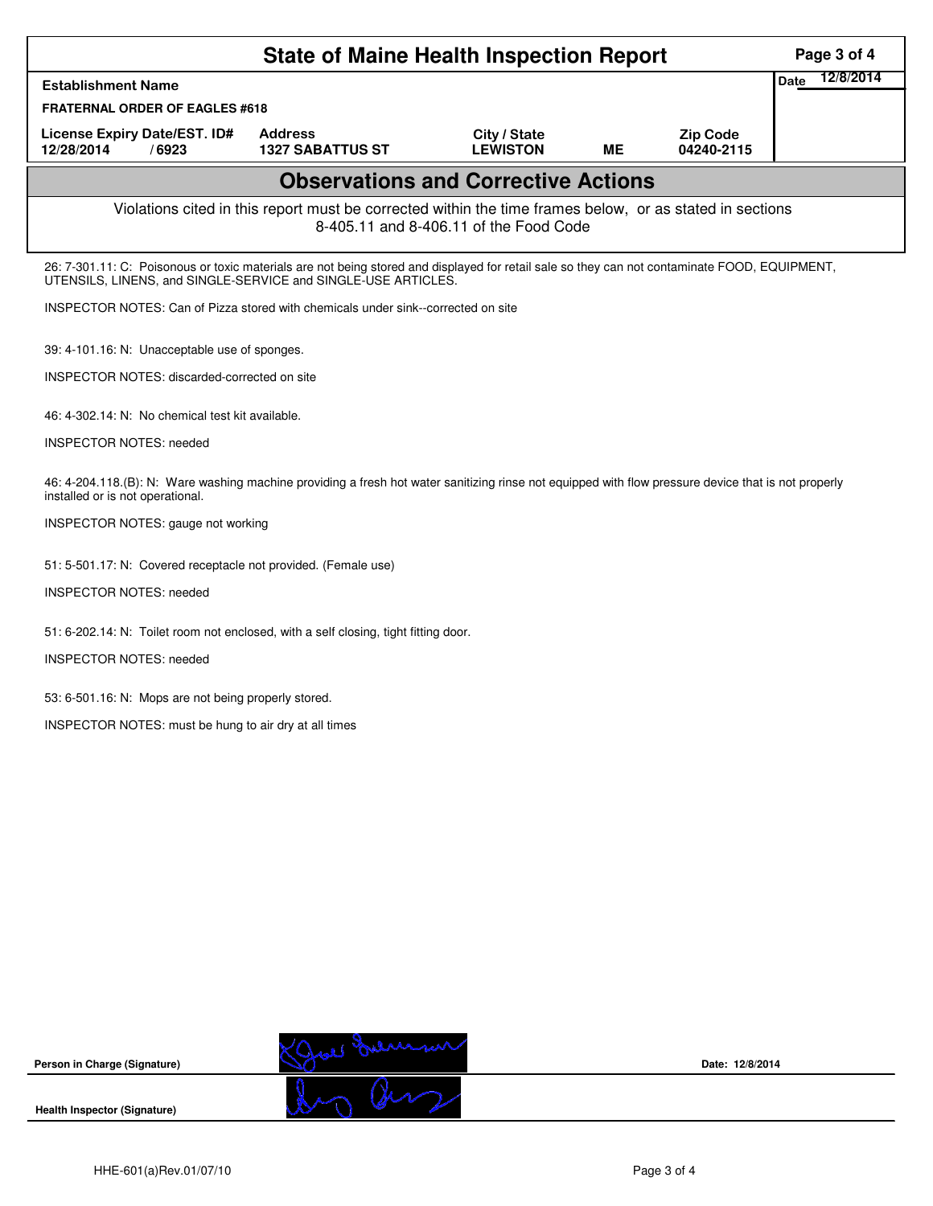# State of Maine Health Inspection Report

| Establishment Name | | | | | Date 12/8/2014 |
|---|---|---|---|---|---|
| FRATERNAL ORDER OF EAGLES #618 | | | | | |
| License Expiry Date/EST. ID# | Address | City / State | | Zip Code | |
| 12/28/2014 / 6923 | 1327 SABATTUS ST | LEWISTON | ME | 04240-2115 | |

## Observations and Corrective Actions

Violations cited in this report must be corrected within the time frames below, or as stated in sections 8-405.11 and 8-406.11 of the Food Code

26: 7-301.11: C: Poisonous or toxic materials are not being stored and displayed for retail sale so they can not contaminate FOOD, EQUIPMENT, UTENSILS, LINENS, and SINGLE-SERVICE and SINGLE-USE ARTICLES.

INSPECTOR NOTES: Can of Pizza stored with chemicals under sink--corrected on site

39: 4-101.16: N: Unacceptable use of sponges.

INSPECTOR NOTES: discarded-corrected on site

46: 4-302.14: N: No chemical test kit available.

INSPECTOR NOTES: needed

46: 4-204.118.(B): N: Ware washing machine providing a fresh hot water sanitizing rinse not equipped with flow pressure device that is not properly installed or is not operational.

INSPECTOR NOTES: gauge not working

51: 5-501.17: N: Covered receptacle not provided. (Female use)

INSPECTOR NOTES: needed

51: 6-202.14: N: Toilet room not enclosed, with a self closing, tight fitting door.

INSPECTOR NOTES: needed

53: 6-501.16: N: Mops are not being properly stored.

INSPECTOR NOTES: must be hung to air dry at all times

Person in Charge (Signature) Date: 12/8/2014

Health Inspector (Signature)

HHE-601(a)Rev.01/07/10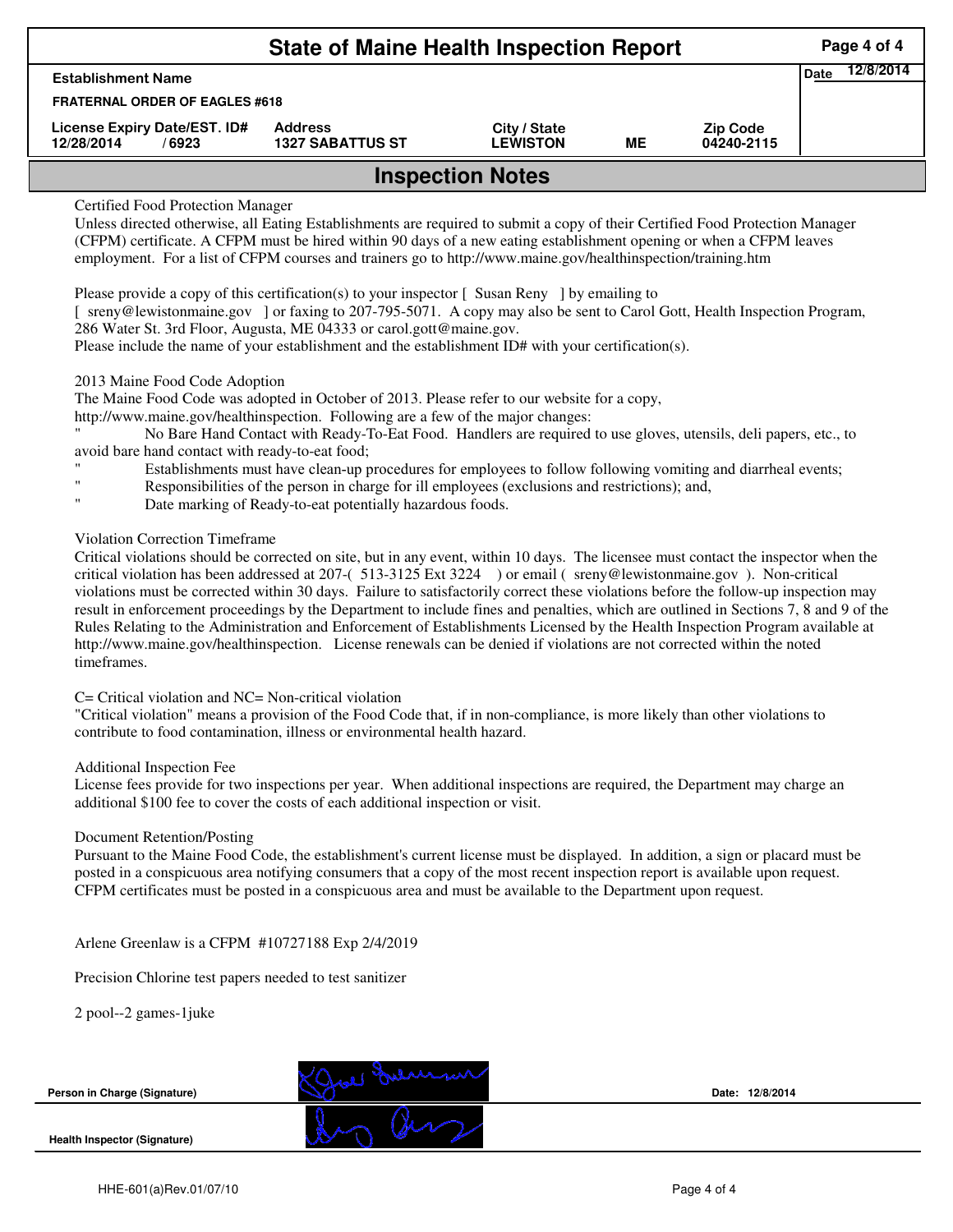# State of Maine Health Inspection Report

| Establishment Name | | | | | Date 12/8/2014 |
|---|---|---|---|---|---|
| FRATERNAL ORDER OF EAGLES #618 | | | | | |
| License Expiry Date/EST. ID# | Address | City / State | | Zip Code | |
| 12/28/2014 / 6923 | 1327 SABATTUS ST | LEWISTON | ME | 04240-2115 | |

## Inspection Notes

Certified Food Protection Manager

Unless directed otherwise, all Eating Establishments are required to submit a copy of their Certified Food Protection Manager (CFPM) certificate. A CFPM must be hired within 90 days of a new eating establishment opening or when a CFPM leaves employment. For a list of CFPM courses and trainers go to http://www.maine.gov/healthinspection/training.htm

Please provide a copy of this certification(s) to your inspector [ Susan Reny ] by emailing to [ sreny@lewistonmaine.gov ] or faxing to 207-795-5071. A copy may also be sent to Carol Gott, Health Inspection Program, 286 Water St. 3rd Floor, Augusta, ME 04333 or carol.gott@maine.gov.

Please include the name of your establishment and the establishment ID# with your certification(s).

2013 Maine Food Code Adoption

The Maine Food Code was adopted in October of 2013. Please refer to our website for a copy, http://www.maine.gov/healthinspection. Following are a few of the major changes:

" No Bare Hand Contact with Ready-To-Eat Food. Handlers are required to use gloves, utensils, deli papers, etc., to avoid bare hand contact with ready-to-eat food;

" Establishments must have clean-up procedures for employees to follow following vomiting and diarrheal events;

" Responsibilities of the person in charge for ill employees (exclusions and restrictions); and,

" Date marking of Ready-to-eat potentially hazardous foods.

Violation Correction Timeframe

Critical violations should be corrected on site, but in any event, within 10 days. The licensee must contact the inspector when the critical violation has been addressed at 207-( 513-3125 Ext 3224 ) or email ( sreny@lewistonmaine.gov ). Non-critical violations must be corrected within 30 days. Failure to satisfactorily correct these violations before the follow-up inspection may result in enforcement proceedings by the Department to include fines and penalties, which are outlined in Sections 7, 8 and 9 of the Rules Relating to the Administration and Enforcement of Establishments Licensed by the Health Inspection Program available at http://www.maine.gov/healthinspection. License renewals can be denied if violations are not corrected within the noted timeframes.

C= Critical violation and NC= Non-critical violation

"Critical violation" means a provision of the Food Code that, if in non-compliance, is more likely than other violations to contribute to food contamination, illness or environmental health hazard.

Additional Inspection Fee

License fees provide for two inspections per year. When additional inspections are required, the Department may charge an additional $100 fee to cover the costs of each additional inspection or visit.

Document Retention/Posting

Pursuant to the Maine Food Code, the establishment's current license must be displayed. In addition, a sign or placard must be posted in a conspicuous area notifying consumers that a copy of the most recent inspection report is available upon request. CFPM certificates must be posted in a conspicuous area and must be available to the Department upon request.

Arlene Greenlaw is a CFPM #10727188 Exp 2/4/2019

Precision Chlorine test papers needed to test sanitizer

2 pool--2 games-1juke

Person in Charge (Signature) — Date: 12/8/2014

Health Inspector (Signature)

HHE-601(a)Rev.01/07/10